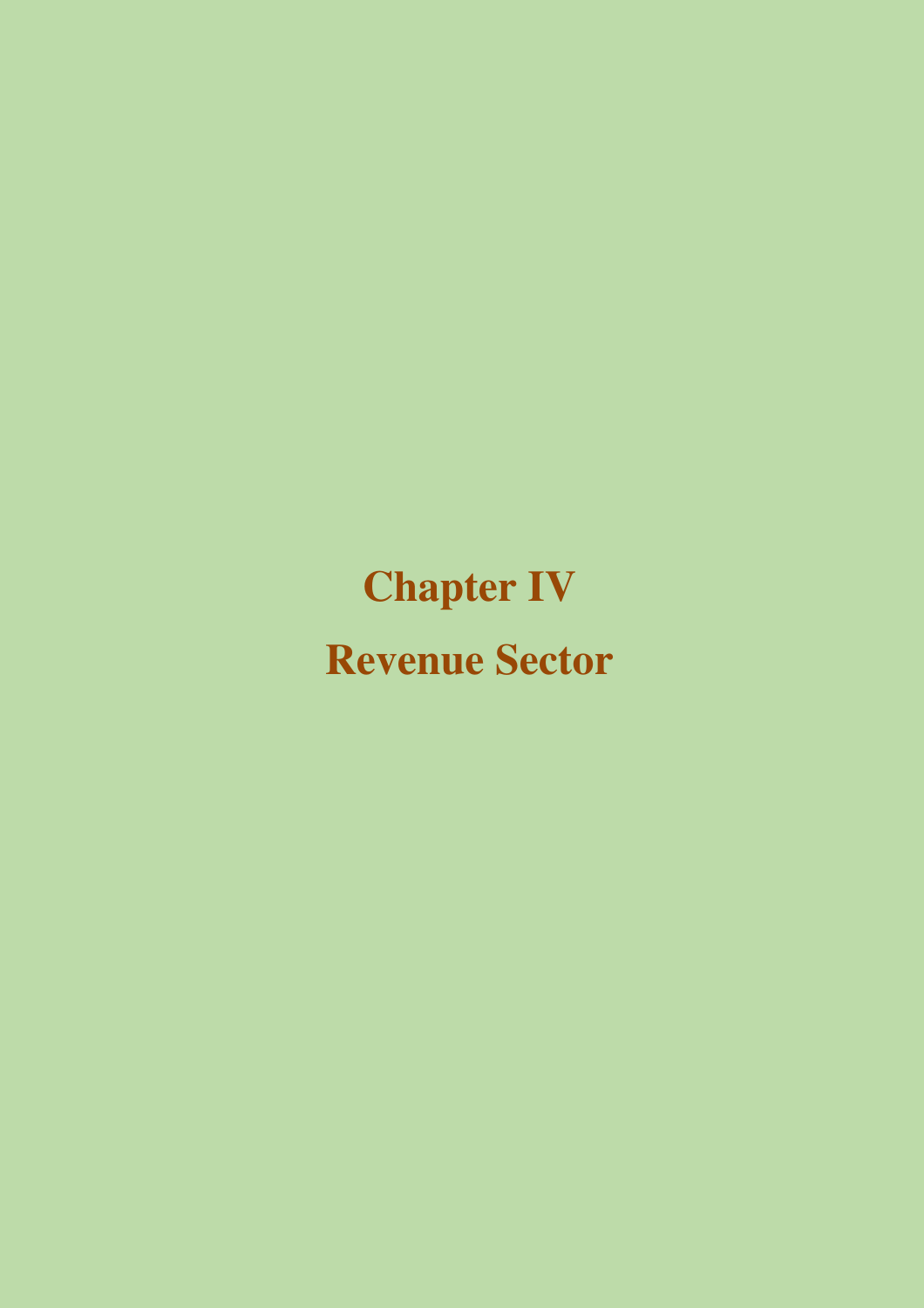# Chapter IV

# Revenue Sector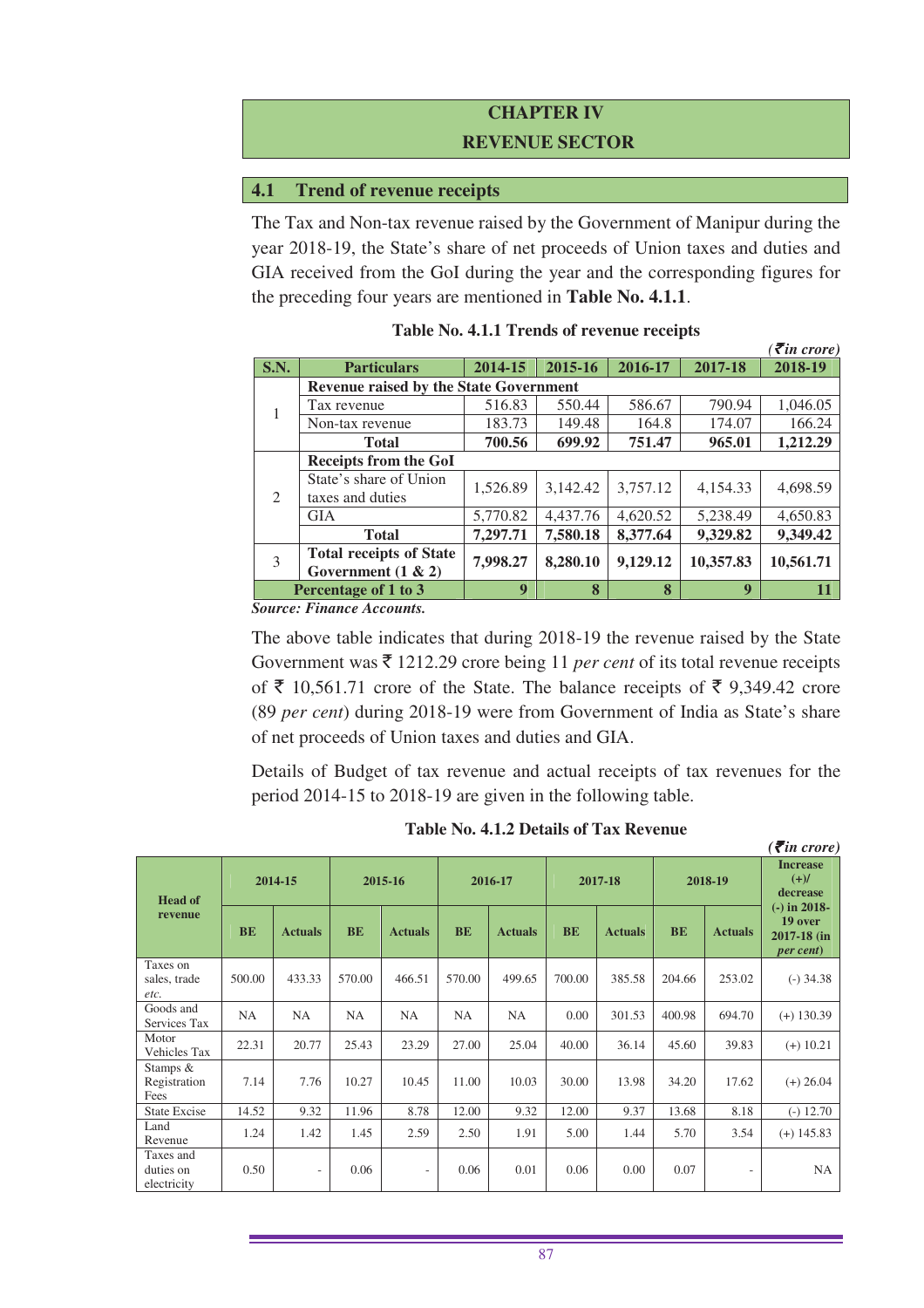# CHAPTER IV
# REVENUE SECTOR

## 4.1 Trend of revenue receipts

The Tax and Non-tax revenue raised by the Government of Manipur during the year 2018-19, the State's share of net proceeds of Union taxes and duties and GIA received from the GoI during the year and the corresponding figures for the preceding four years are mentioned in **Table No. 4.1.1**.

**Table No. 4.1.1 Trends of revenue receipts**

*(₹in crore)*

| S.N. | Particulars | 2014-15 | 2015-16 | 2016-17 | 2017-18 | 2018-19 |
|---|---|---|---|---|---|---|
| 1 | **Revenue raised by the State Government** | | | | | |
| | Tax revenue | 516.83 | 550.44 | 586.67 | 790.94 | 1,046.05 |
| | Non-tax revenue | 183.73 | 149.48 | 164.8 | 174.07 | 166.24 |
| | **Total** | **700.56** | **699.92** | **751.47** | **965.01** | **1,212.29** |
| 2 | **Receipts from the GoI** | | | | | |
| | State's share of Union taxes and duties | 1,526.89 | 3,142.42 | 3,757.12 | 4,154.33 | 4,698.59 |
| | GIA | 5,770.82 | 4,437.76 | 4,620.52 | 5,238.49 | 4,650.83 |
| | **Total** | **7,297.71** | **7,580.18** | **8,377.64** | **9,329.82** | **9,349.42** |
| 3 | **Total receipts of State Government (1 & 2)** | **7,998.27** | **8,280.10** | **9,129.12** | **10,357.83** | **10,561.71** |
| **Percentage of 1 to 3** | | **9** | **8** | **8** | **9** | **11** |

***Source: Finance Accounts.***

The above table indicates that during 2018-19 the revenue raised by the State Government was ₹ 1212.29 crore being 11 *per cent* of its total revenue receipts of ₹ 10,561.71 crore of the State. The balance receipts of ₹ 9,349.42 crore (89 *per cent*) during 2018-19 were from Government of India as State's share of net proceeds of Union taxes and duties and GIA.

Details of Budget of tax revenue and actual receipts of tax revenues for the period 2014-15 to 2018-19 are given in the following table.

**Table No. 4.1.2 Details of Tax Revenue**

*(₹in crore)*

| Head of revenue | 2014-15 | | 2015-16 | | 2016-17 | | 2017-18 | | 2018-19 | | Increase (+)/ decrease (-) in 2018-19 over 2017-18 (in *per cent*) |
|---|---|---|---|---|---|---|---|---|---|---|---|
| | BE | Actuals | BE | Actuals | BE | Actuals | BE | Actuals | BE | Actuals | |
| Taxes on sales, trade *etc.* | 500.00 | 433.33 | 570.00 | 466.51 | 570.00 | 499.65 | 700.00 | 385.58 | 204.66 | 253.02 | (-) 34.38 |
| Goods and Services Tax | NA | NA | NA | NA | NA | NA | 0.00 | 301.53 | 400.98 | 694.70 | (+) 130.39 |
| Motor Vehicles Tax | 22.31 | 20.77 | 25.43 | 23.29 | 27.00 | 25.04 | 40.00 | 36.14 | 45.60 | 39.83 | (+) 10.21 |
| Stamps & Registration Fees | 7.14 | 7.76 | 10.27 | 10.45 | 11.00 | 10.03 | 30.00 | 13.98 | 34.20 | 17.62 | (+) 26.04 |
| State Excise | 14.52 | 9.32 | 11.96 | 8.78 | 12.00 | 9.32 | 12.00 | 9.37 | 13.68 | 8.18 | (-) 12.70 |
| Land Revenue | 1.24 | 1.42 | 1.45 | 2.59 | 2.50 | 1.91 | 5.00 | 1.44 | 5.70 | 3.54 | (+) 145.83 |
| Taxes and duties on electricity | 0.50 | - | 0.06 | - | 0.06 | 0.01 | 0.06 | 0.00 | 0.07 | - | NA |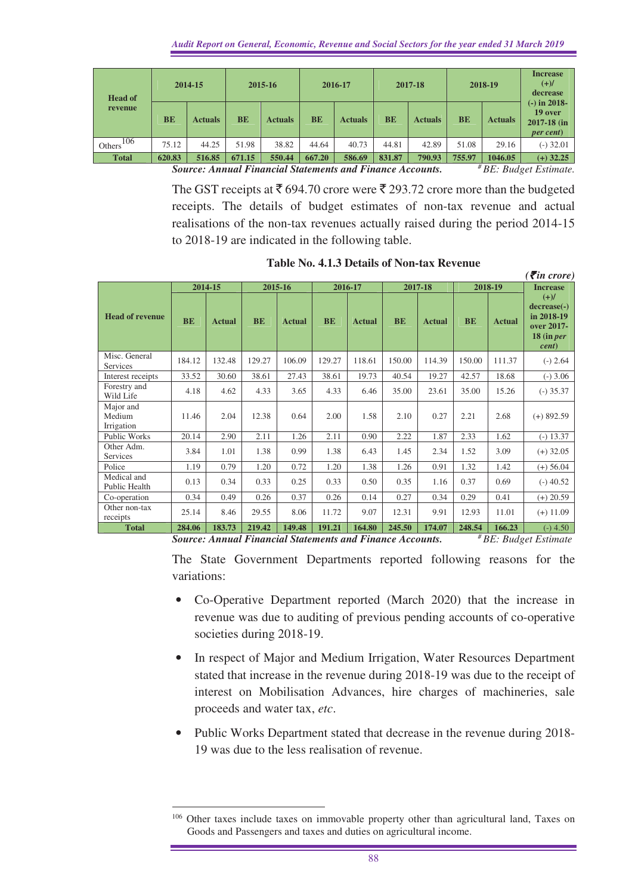| Head of revenue | 2014-15 | | 2015-16 | | 2016-17 | | 2017-18 | | 2018-19 | | Increase (+)/ decrease (-) in 2018-19 over 2017-18 (in *per cent*) |
|---|---|---|---|---|---|---|---|---|---|---|---|
| | BE | Actuals | BE | Actuals | BE | Actuals | BE | Actuals | BE | Actuals | |
| Others[106] | 75.12 | 44.25 | 51.98 | 38.82 | 44.64 | 40.73 | 44.81 | 42.89 | 51.08 | 29.16 | (-) 32.01 |
| **Total** | **620.83** | **516.85** | **671.15** | **550.44** | **667.20** | **586.69** | **831.87** | **790.93** | **755.97** | **1046.05** | **(+) 32.25** |

***Source: Annual Financial Statements and Finance Accounts.*** *# BE: Budget Estimate.*

The GST receipts at ₹ 694.70 crore were ₹ 293.72 crore more than the budgeted receipts. The details of budget estimates of non-tax revenue and actual realisations of the non-tax revenues actually raised during the period 2014-15 to 2018-19 are indicated in the following table.

**Table No. 4.1.3 Details of Non-tax Revenue**

***(₹in crore)***

| Head of revenue | 2014-15 | | 2015-16 | | 2016-17 | | 2017-18 | | 2018-19 | | Increase (+)/ decrease(-) in 2018-19 over 2017-18 (in *per cent*) |
|---|---|---|---|---|---|---|---|---|---|---|---|
| | BE | Actual | BE | Actual | BE | Actual | BE | Actual | BE | Actual | |
| Misc. General Services | 184.12 | 132.48 | 129.27 | 106.09 | 129.27 | 118.61 | 150.00 | 114.39 | 150.00 | 111.37 | (-) 2.64 |
| Interest receipts | 33.52 | 30.60 | 38.61 | 27.43 | 38.61 | 19.73 | 40.54 | 19.27 | 42.57 | 18.68 | (-) 3.06 |
| Forestry and Wild Life | 4.18 | 4.62 | 4.33 | 3.65 | 4.33 | 6.46 | 35.00 | 23.61 | 35.00 | 15.26 | (-) 35.37 |
| Major and Medium Irrigation | 11.46 | 2.04 | 12.38 | 0.64 | 2.00 | 1.58 | 2.10 | 0.27 | 2.21 | 2.68 | (+) 892.59 |
| Public Works | 20.14 | 2.90 | 2.11 | 1.26 | 2.11 | 0.90 | 2.22 | 1.87 | 2.33 | 1.62 | (-) 13.37 |
| Other Adm. Services | 3.84 | 1.01 | 1.38 | 0.99 | 1.38 | 6.43 | 1.45 | 2.34 | 1.52 | 3.09 | (+) 32.05 |
| Police | 1.19 | 0.79 | 1.20 | 0.72 | 1.20 | 1.38 | 1.26 | 0.91 | 1.32 | 1.42 | (+) 56.04 |
| Medical and Public Health | 0.13 | 0.34 | 0.33 | 0.25 | 0.33 | 0.50 | 0.35 | 1.16 | 0.37 | 0.69 | (-) 40.52 |
| Co-operation | 0.34 | 0.49 | 0.26 | 0.37 | 0.26 | 0.14 | 0.27 | 0.34 | 0.29 | 0.41 | (+) 20.59 |
| Other non-tax receipts | 25.14 | 8.46 | 29.55 | 8.06 | 11.72 | 9.07 | 12.31 | 9.91 | 12.93 | 11.01 | (+) 11.09 |
| **Total** | **284.06** | **183.73** | **219.42** | **149.48** | **191.21** | **164.80** | **245.50** | **174.07** | **248.54** | **166.23** | (-) 4.50 |

***Source: Annual Financial Statements and Finance Accounts.*** *# BE: Budget Estimate*

The State Government Departments reported following reasons for the variations:

- Co-Operative Department reported (March 2020) that the increase in revenue was due to auditing of previous pending accounts of co-operative societies during 2018-19.
- In respect of Major and Medium Irrigation, Water Resources Department stated that increase in the revenue during 2018-19 was due to the receipt of interest on Mobilisation Advances, hire charges of machineries, sale proceeds and water tax, *etc*.
- Public Works Department stated that decrease in the revenue during 2018-19 was due to the less realisation of revenue.

[106] Other taxes include taxes on immovable property other than agricultural land, Taxes on Goods and Passengers and taxes and duties on agricultural income.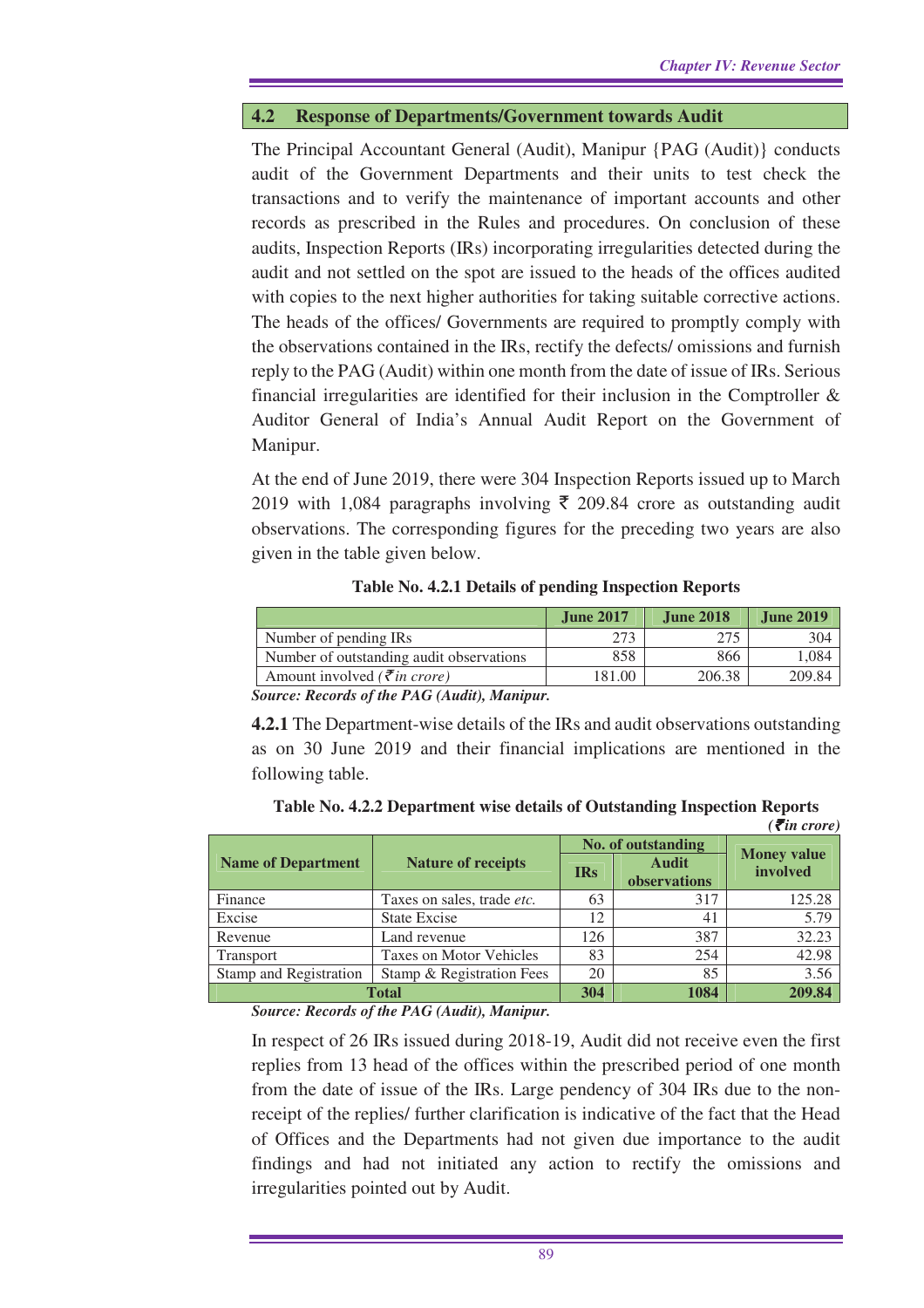## 4.2 Response of Departments/Government towards Audit

The Principal Accountant General (Audit), Manipur {PAG (Audit)} conducts audit of the Government Departments and their units to test check the transactions and to verify the maintenance of important accounts and other records as prescribed in the Rules and procedures. On conclusion of these audits, Inspection Reports (IRs) incorporating irregularities detected during the audit and not settled on the spot are issued to the heads of the offices audited with copies to the next higher authorities for taking suitable corrective actions. The heads of the offices/ Governments are required to promptly comply with the observations contained in the IRs, rectify the defects/ omissions and furnish reply to the PAG (Audit) within one month from the date of issue of IRs. Serious financial irregularities are identified for their inclusion in the Comptroller & Auditor General of India's Annual Audit Report on the Government of Manipur.

At the end of June 2019, there were 304 Inspection Reports issued up to March 2019 with 1,084 paragraphs involving ₹ 209.84 crore as outstanding audit observations. The corresponding figures for the preceding two years are also given in the table given below.

**Table No. 4.2.1 Details of pending Inspection Reports**

| | June 2017 | June 2018 | June 2019 |
|---|---|---|---|
| Number of pending IRs | 273 | 275 | 304 |
| Number of outstanding audit observations | 858 | 866 | 1,084 |
| Amount involved *(₹ in crore)* | 181.00 | 206.38 | 209.84 |

***Source: Records of the PAG (Audit), Manipur.***

**4.2.1** The Department-wise details of the IRs and audit observations outstanding as on 30 June 2019 and their financial implications are mentioned in the following table.

**Table No. 4.2.2 Department wise details of Outstanding Inspection Reports**

***(₹ in crore)***

| Name of Department | Nature of receipts | No. of outstanding | | Money value involved |
|---|---|---|---|---|
| | | IRs | Audit observations | |
| Finance | Taxes on sales, trade *etc.* | 63 | 317 | 125.28 |
| Excise | State Excise | 12 | 41 | 5.79 |
| Revenue | Land revenue | 126 | 387 | 32.23 |
| Transport | Taxes on Motor Vehicles | 83 | 254 | 42.98 |
| Stamp and Registration | Stamp & Registration Fees | 20 | 85 | 3.56 |
| **Total** | | **304** | **1084** | **209.84** |

***Source: Records of the PAG (Audit), Manipur.***

In respect of 26 IRs issued during 2018-19, Audit did not receive even the first replies from 13 head of the offices within the prescribed period of one month from the date of issue of the IRs. Large pendency of 304 IRs due to the non-receipt of the replies/ further clarification is indicative of the fact that the Head of Offices and the Departments had not given due importance to the audit findings and had not initiated any action to rectify the omissions and irregularities pointed out by Audit.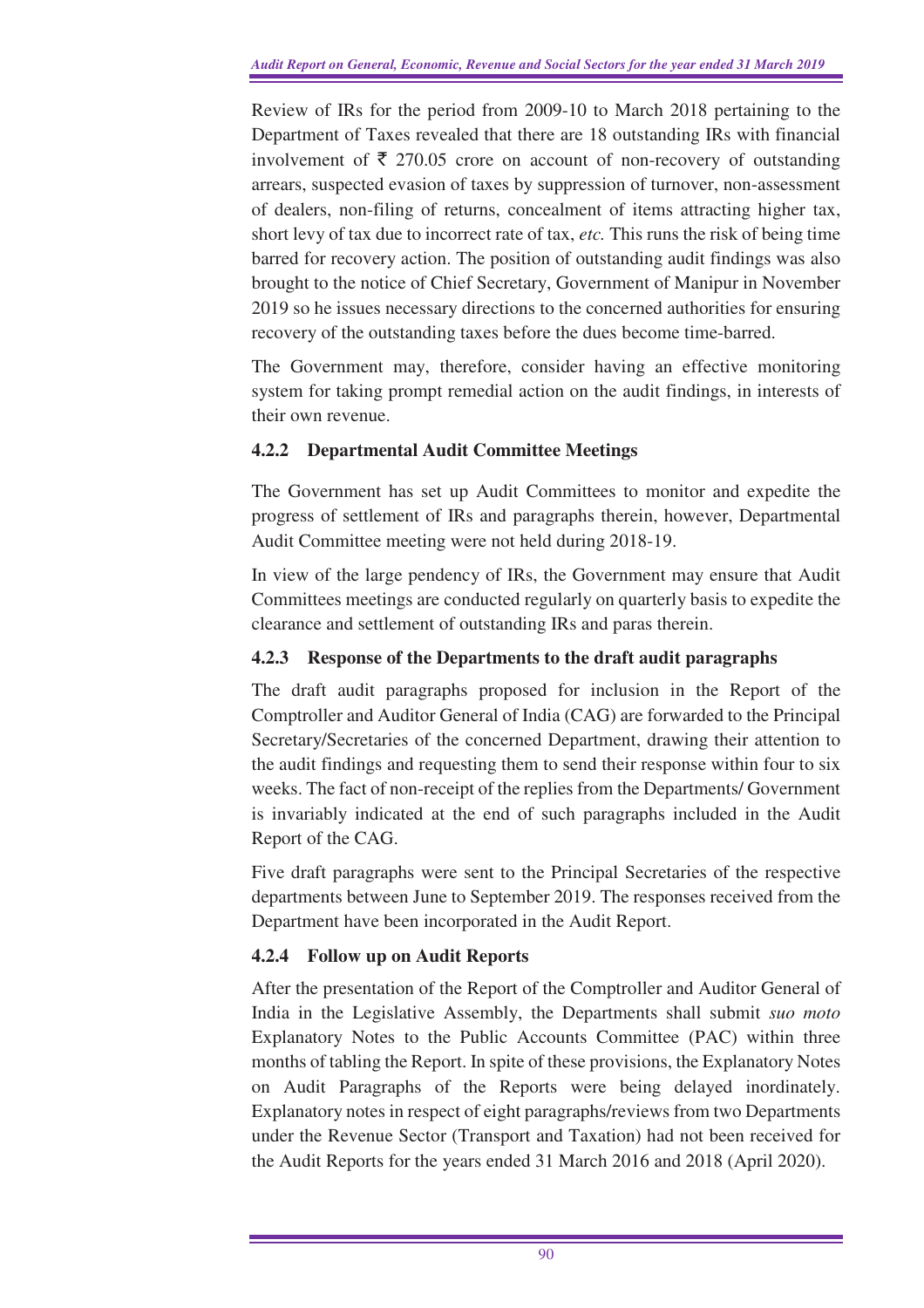Review of IRs for the period from 2009-10 to March 2018 pertaining to the Department of Taxes revealed that there are 18 outstanding IRs with financial involvement of ₹ 270.05 crore on account of non-recovery of outstanding arrears, suspected evasion of taxes by suppression of turnover, non-assessment of dealers, non-filing of returns, concealment of items attracting higher tax, short levy of tax due to incorrect rate of tax, *etc.* This runs the risk of being time barred for recovery action. The position of outstanding audit findings was also brought to the notice of Chief Secretary, Government of Manipur in November 2019 so he issues necessary directions to the concerned authorities for ensuring recovery of the outstanding taxes before the dues become time-barred.

The Government may, therefore, consider having an effective monitoring system for taking prompt remedial action on the audit findings, in interests of their own revenue.

### 4.2.2 Departmental Audit Committee Meetings

The Government has set up Audit Committees to monitor and expedite the progress of settlement of IRs and paragraphs therein, however, Departmental Audit Committee meeting were not held during 2018-19.

In view of the large pendency of IRs, the Government may ensure that Audit Committees meetings are conducted regularly on quarterly basis to expedite the clearance and settlement of outstanding IRs and paras therein.

### 4.2.3 Response of the Departments to the draft audit paragraphs

The draft audit paragraphs proposed for inclusion in the Report of the Comptroller and Auditor General of India (CAG) are forwarded to the Principal Secretary/Secretaries of the concerned Department, drawing their attention to the audit findings and requesting them to send their response within four to six weeks. The fact of non-receipt of the replies from the Departments/ Government is invariably indicated at the end of such paragraphs included in the Audit Report of the CAG.

Five draft paragraphs were sent to the Principal Secretaries of the respective departments between June to September 2019. The responses received from the Department have been incorporated in the Audit Report.

### 4.2.4 Follow up on Audit Reports

After the presentation of the Report of the Comptroller and Auditor General of India in the Legislative Assembly, the Departments shall submit *suo moto* Explanatory Notes to the Public Accounts Committee (PAC) within three months of tabling the Report. In spite of these provisions, the Explanatory Notes on Audit Paragraphs of the Reports were being delayed inordinately. Explanatory notes in respect of eight paragraphs/reviews from two Departments under the Revenue Sector (Transport and Taxation) had not been received for the Audit Reports for the years ended 31 March 2016 and 2018 (April 2020).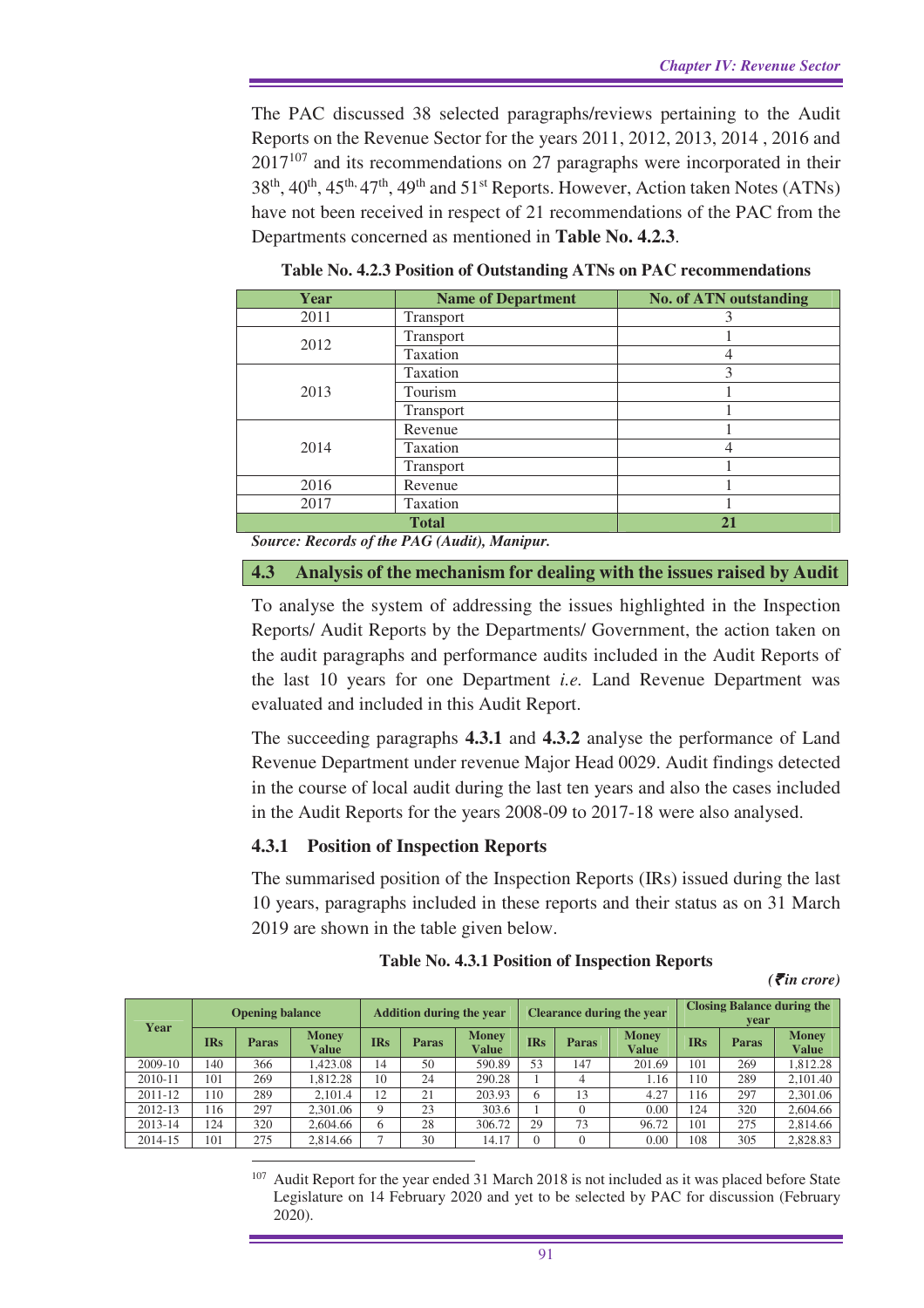The PAC discussed 38 selected paragraphs/reviews pertaining to the Audit Reports on the Revenue Sector for the years 2011, 2012, 2013, 2014 , 2016 and 2017[107] and its recommendations on 27 paragraphs were incorporated in their 38th, 40th, 45th, 47th, 49th and 51st Reports. However, Action taken Notes (ATNs) have not been received in respect of 21 recommendations of the PAC from the Departments concerned as mentioned in **Table No. 4.2.3**.

**Table No. 4.2.3 Position of Outstanding ATNs on PAC recommendations**

| Year | Name of Department | No. of ATN outstanding |
|---|---|---|
| 2011 | Transport | 3 |
| 2012 | Transport | 1 |
| | Taxation | 4 |
| 2013 | Taxation | 3 |
| | Tourism | 1 |
| | Transport | 1 |
| 2014 | Revenue | 1 |
| | Taxation | 4 |
| | Transport | 1 |
| 2016 | Revenue | 1 |
| 2017 | Taxation | 1 |
| **Total** | | **21** |

***Source: Records of the PAG (Audit), Manipur.***

## 4.3 Analysis of the mechanism for dealing with the issues raised by Audit

To analyse the system of addressing the issues highlighted in the Inspection Reports/ Audit Reports by the Departments/ Government, the action taken on the audit paragraphs and performance audits included in the Audit Reports of the last 10 years for one Department *i.e.* Land Revenue Department was evaluated and included in this Audit Report.

The succeeding paragraphs **4.3.1** and **4.3.2** analyse the performance of Land Revenue Department under revenue Major Head 0029. Audit findings detected in the course of local audit during the last ten years and also the cases included in the Audit Reports for the years 2008-09 to 2017-18 were also analysed.

### 4.3.1 Position of Inspection Reports

The summarised position of the Inspection Reports (IRs) issued during the last 10 years, paragraphs included in these reports and their status as on 31 March 2019 are shown in the table given below.

**Table No. 4.3.1 Position of Inspection Reports**

*(₹in crore)*

| Year | Opening balance | | | Addition during the year | | | Clearance during the year | | | Closing Balance during the year | | |
|---|---|---|---|---|---|---|---|---|---|---|---|---|
| | IRs | Paras | Money Value | IRs | Paras | Money Value | IRs | Paras | Money Value | IRs | Paras | Money Value |
| 2009-10 | 140 | 366 | 1,423.08 | 14 | 50 | 590.89 | 53 | 147 | 201.69 | 101 | 269 | 1,812.28 |
| 2010-11 | 101 | 269 | 1,812.28 | 10 | 24 | 290.28 | 1 | 4 | 1.16 | 110 | 289 | 2,101.40 |
| 2011-12 | 110 | 289 | 2,101.4 | 12 | 21 | 203.93 | 6 | 13 | 4.27 | 116 | 297 | 2,301.06 |
| 2012-13 | 116 | 297 | 2,301.06 | 9 | 23 | 303.6 | 1 | 0 | 0.00 | 124 | 320 | 2,604.66 |
| 2013-14 | 124 | 320 | 2,604.66 | 6 | 28 | 306.72 | 29 | 73 | 96.72 | 101 | 275 | 2,814.66 |
| 2014-15 | 101 | 275 | 2,814.66 | 7 | 30 | 14.17 | 0 | 0 | 0.00 | 108 | 305 | 2,828.83 |

[107] Audit Report for the year ended 31 March 2018 is not included as it was placed before State Legislature on 14 February 2020 and yet to be selected by PAC for discussion (February 2020).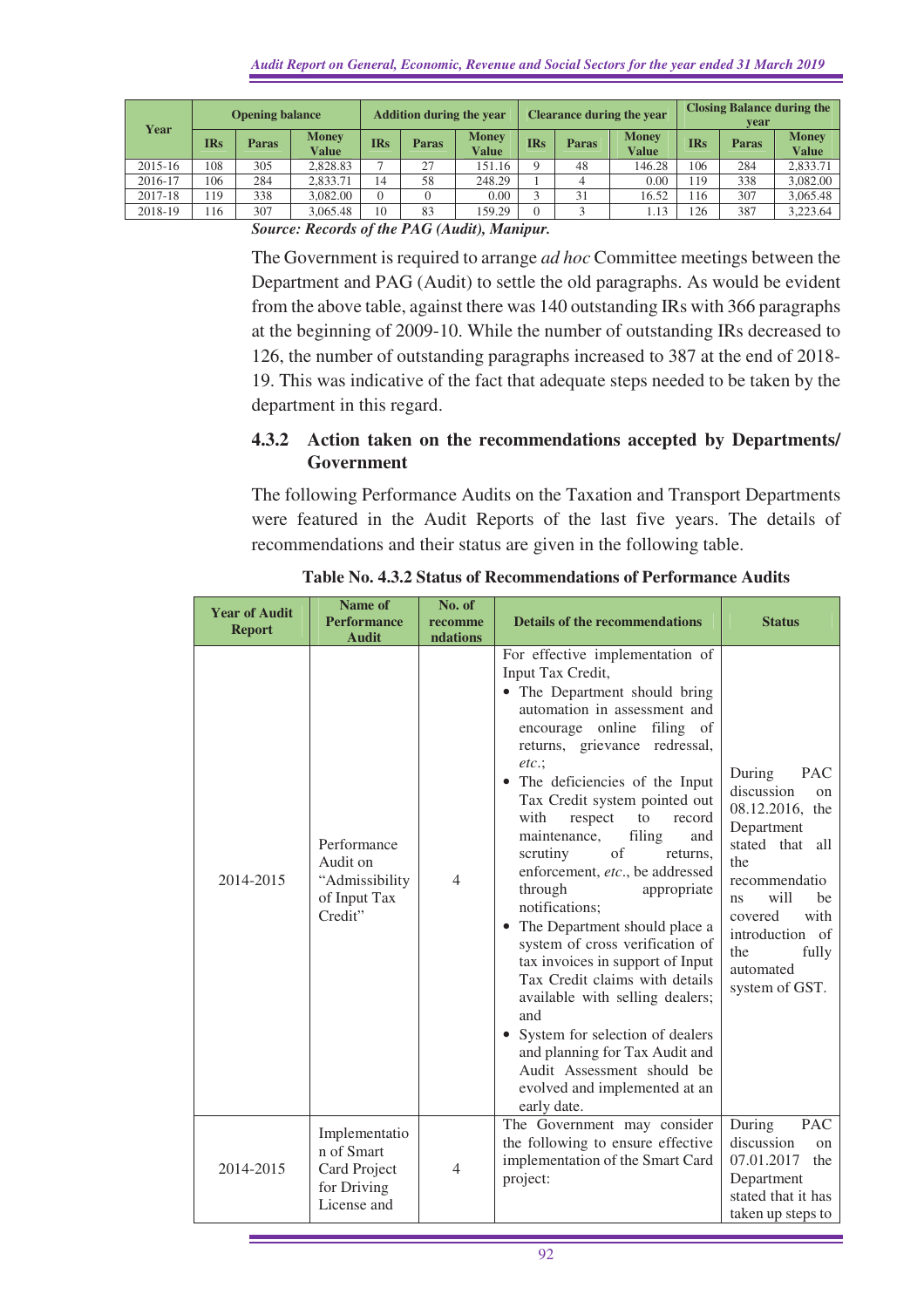| Year | Opening balance | | | Addition during the year | | | Clearance during the year | | | Closing Balance during the year | | |
|---|---|---|---|---|---|---|---|---|---|---|---|---|
| | IRs | Paras | Money Value | IRs | Paras | Money Value | IRs | Paras | Money Value | IRs | Paras | Money Value |
| 2015-16 | 108 | 305 | 2,828.83 | 7 | 27 | 151.16 | 9 | 48 | 146.28 | 106 | 284 | 2,833.71 |
| 2016-17 | 106 | 284 | 2,833.71 | 14 | 58 | 248.29 | 1 | 4 | 0.00 | 119 | 338 | 3,082.00 |
| 2017-18 | 119 | 338 | 3,082.00 | 0 | 0 | 0.00 | 3 | 31 | 16.52 | 116 | 307 | 3,065.48 |
| 2018-19 | 116 | 307 | 3,065.48 | 10 | 83 | 159.29 | 0 | 3 | 1.13 | 126 | 387 | 3,223.64 |

***Source: Records of the PAG (Audit), Manipur.***

The Government is required to arrange *ad hoc* Committee meetings between the Department and PAG (Audit) to settle the old paragraphs. As would be evident from the above table, against there was 140 outstanding IRs with 366 paragraphs at the beginning of 2009-10. While the number of outstanding IRs decreased to 126, the number of outstanding paragraphs increased to 387 at the end of 2018-19. This was indicative of the fact that adequate steps needed to be taken by the department in this regard.

### 4.3.2 Action taken on the recommendations accepted by Departments/ Government

The following Performance Audits on the Taxation and Transport Departments were featured in the Audit Reports of the last five years. The details of recommendations and their status are given in the following table.

**Table No. 4.3.2 Status of Recommendations of Performance Audits**

| Year of Audit Report | Name of Performance Audit | No. of recommendations | Details of the recommendations | Status |
|---|---|---|---|---|
| 2014-2015 | Performance Audit on "Admissibility of Input Tax Credit" | 4 | For effective implementation of Input Tax Credit,<br>• The Department should bring automation in assessment and encourage online filing of returns, grievance redressal, *etc*.;<br>• The deficiencies of the Input Tax Credit system pointed out with respect to record maintenance, filing and scrutiny of returns, enforcement, *etc*., be addressed through appropriate notifications;<br>• The Department should place a system of cross verification of tax invoices in support of Input Tax Credit claims with details available with selling dealers; and<br>• System for selection of dealers and planning for Tax Audit and Audit Assessment should be evolved and implemented at an early date. | During PAC discussion on 08.12.2016, the Department stated that all the recommendations will be covered with introduction of the fully automated system of GST. |
| 2014-2015 | Implementation of Smart Card Project for Driving License and | 4 | The Government may consider the following to ensure effective implementation of the Smart Card project: | During PAC discussion on 07.01.2017 the Department stated that it has taken up steps to |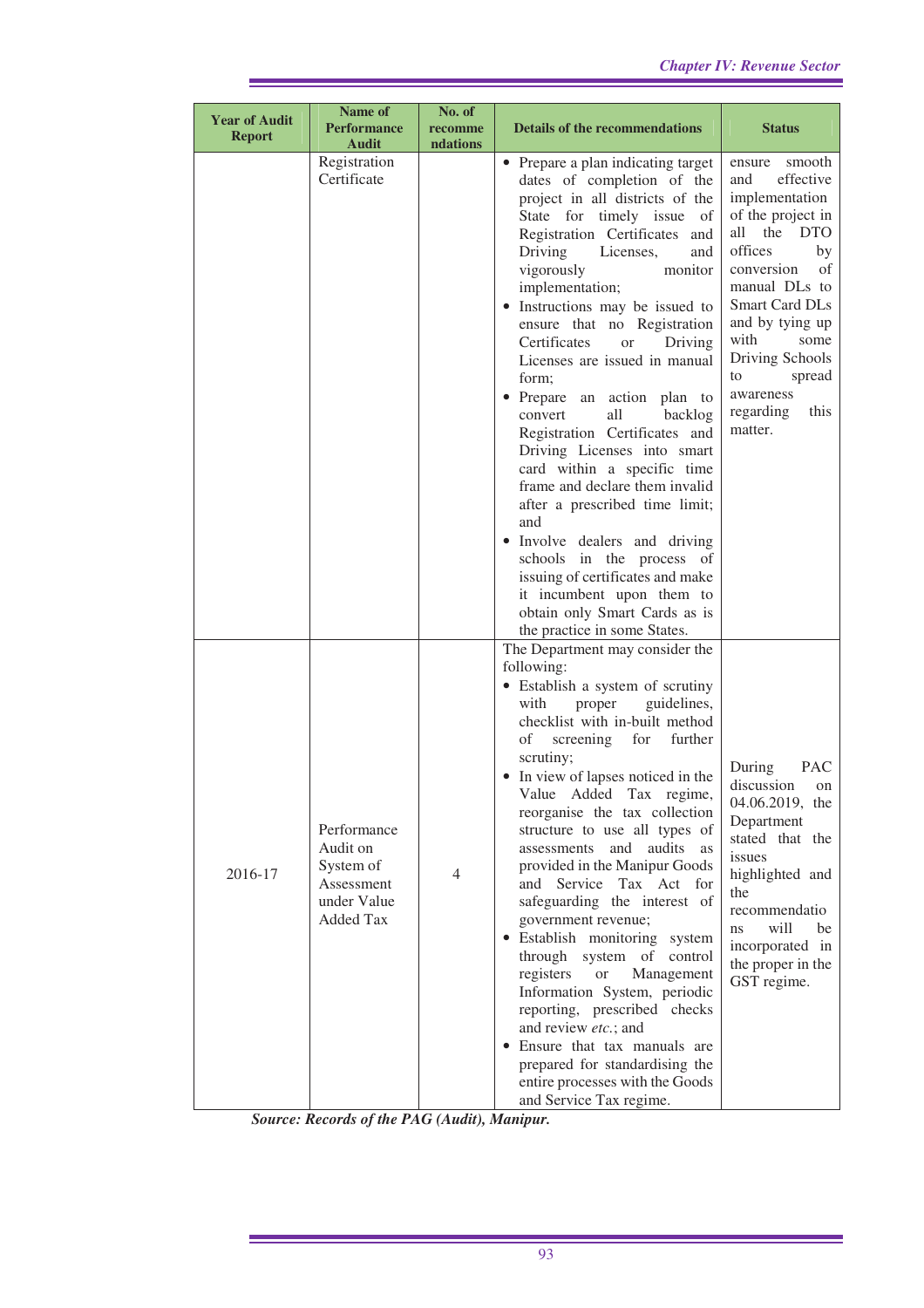| Year of Audit Report | Name of Performance Audit | No. of recommendations | Details of the recommendations | Status |
|---|---|---|---|---|
| | Registration Certificate | | • Prepare a plan indicating target dates of completion of the project in all districts of the State for timely issue of Registration Certificates and Driving Licenses, and vigorously monitor implementation;<br>• Instructions may be issued to ensure that no Registration Certificates or Driving Licenses are issued in manual form;<br>• Prepare an action plan to convert all backlog Registration Certificates and Driving Licenses into smart card within a specific time frame and declare them invalid after a prescribed time limit; and<br>• Involve dealers and driving schools in the process of issuing of certificates and make it incumbent upon them to obtain only Smart Cards as is the practice in some States. | ensure smooth and effective implementation of the project in all the DTO offices by conversion of manual DLs to Smart Card DLs and by tying up with some Driving Schools to spread awareness regarding this matter. |
| 2016-17 | Performance Audit on System of Assessment under Value Added Tax | 4 | The Department may consider the following:<br>• Establish a system of scrutiny with proper guidelines, checklist with in-built method of screening for further scrutiny;<br>• In view of lapses noticed in the Value Added Tax regime, reorganise the tax collection structure to use all types of assessments and audits as provided in the Manipur Goods and Service Tax Act for safeguarding the interest of government revenue;<br>• Establish monitoring system through system of control registers or Management Information System, periodic reporting, prescribed checks and review *etc.*; and<br>• Ensure that tax manuals are prepared for standardising the entire processes with the Goods and Service Tax regime. | During PAC discussion on 04.06.2019, the Department stated that the issues highlighted and the recommendations will be incorporated in the proper in the GST regime. |

***Source: Records of the PAG (Audit), Manipur.***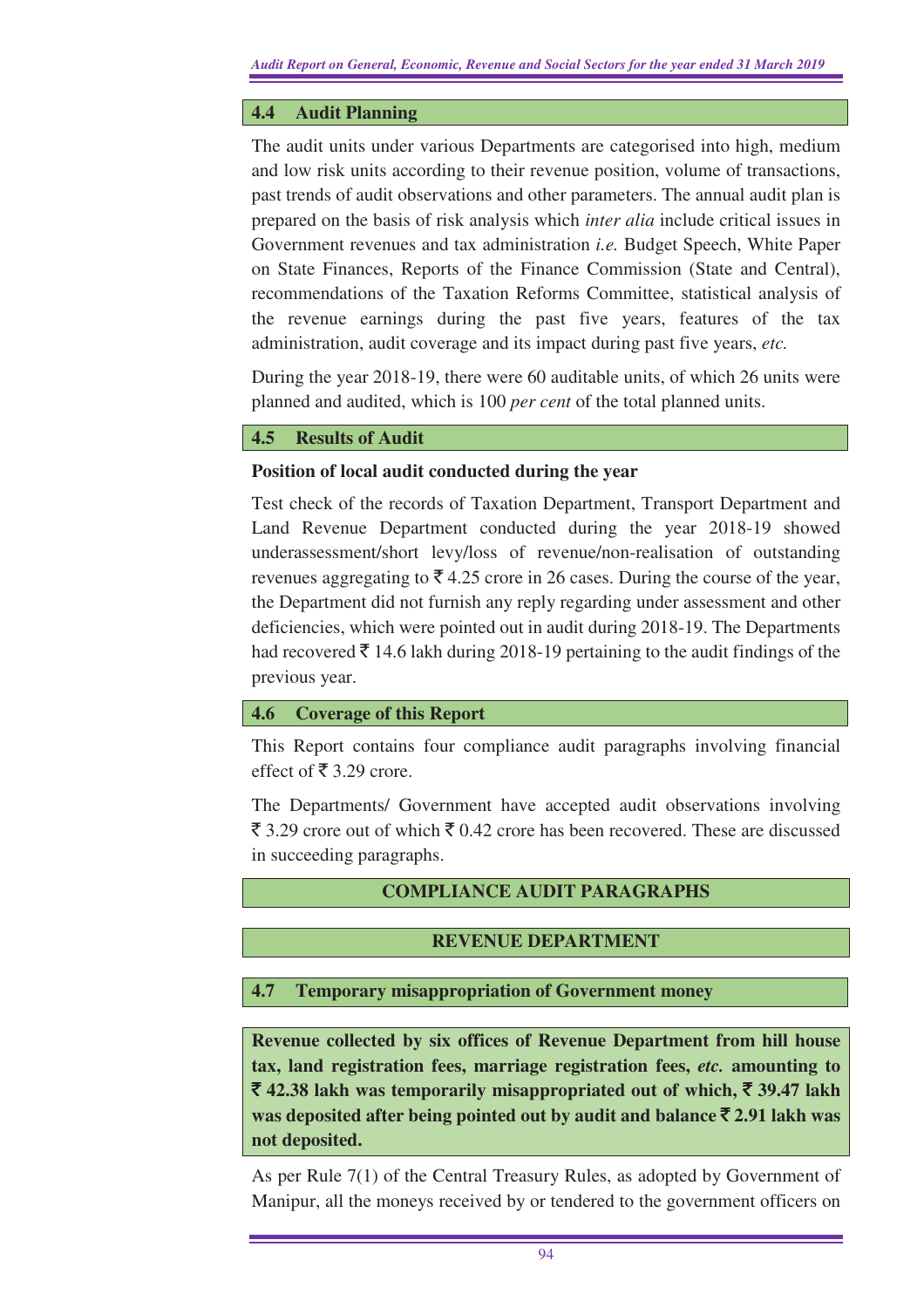## 4.4 Audit Planning

The audit units under various Departments are categorised into high, medium and low risk units according to their revenue position, volume of transactions, past trends of audit observations and other parameters. The annual audit plan is prepared on the basis of risk analysis which *inter alia* include critical issues in Government revenues and tax administration *i.e.* Budget Speech, White Paper on State Finances, Reports of the Finance Commission (State and Central), recommendations of the Taxation Reforms Committee, statistical analysis of the revenue earnings during the past five years, features of the tax administration, audit coverage and its impact during past five years, *etc.*

During the year 2018-19, there were 60 auditable units, of which 26 units were planned and audited, which is 100 *per cent* of the total planned units.

## 4.5 Results of Audit

**Position of local audit conducted during the year**

Test check of the records of Taxation Department, Transport Department and Land Revenue Department conducted during the year 2018-19 showed underassessment/short levy/loss of revenue/non-realisation of outstanding revenues aggregating to ₹ 4.25 crore in 26 cases. During the course of the year, the Department did not furnish any reply regarding under assessment and other deficiencies, which were pointed out in audit during 2018-19. The Departments had recovered ₹ 14.6 lakh during 2018-19 pertaining to the audit findings of the previous year.

## 4.6 Coverage of this Report

This Report contains four compliance audit paragraphs involving financial effect of ₹ 3.29 crore.

The Departments/ Government have accepted audit observations involving ₹ 3.29 crore out of which ₹ 0.42 crore has been recovered. These are discussed in succeeding paragraphs.

## COMPLIANCE AUDIT PARAGRAPHS

## REVENUE DEPARTMENT

## 4.7 Temporary misappropriation of Government money

**Revenue collected by six offices of Revenue Department from hill house tax, land registration fees, marriage registration fees, *etc.* amounting to ₹ 42.38 lakh was temporarily misappropriated out of which, ₹ 39.47 lakh was deposited after being pointed out by audit and balance ₹ 2.91 lakh was not deposited.**

As per Rule 7(1) of the Central Treasury Rules, as adopted by Government of Manipur, all the moneys received by or tendered to the government officers on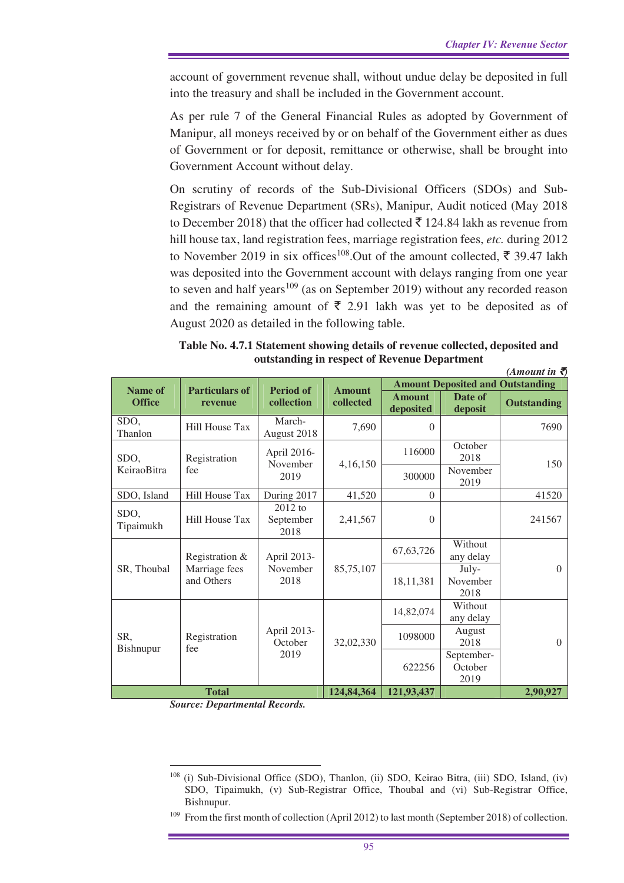account of government revenue shall, without undue delay be deposited in full into the treasury and shall be included in the Government account.

As per rule 7 of the General Financial Rules as adopted by Government of Manipur, all moneys received by or on behalf of the Government either as dues of Government or for deposit, remittance or otherwise, shall be brought into Government Account without delay.

On scrutiny of records of the Sub-Divisional Officers (SDOs) and Sub-Registrars of Revenue Department (SRs), Manipur, Audit noticed (May 2018 to December 2018) that the officer had collected ₹ 124.84 lakh as revenue from hill house tax, land registration fees, marriage registration fees, *etc.* during 2012 to November 2019 in six offices[108].Out of the amount collected, ₹ 39.47 lakh was deposited into the Government account with delays ranging from one year to seven and half years[109] (as on September 2019) without any recorded reason and the remaining amount of ₹ 2.91 lakh was yet to be deposited as of August 2020 as detailed in the following table.

**Table No. 4.7.1 Statement showing details of revenue collected, deposited and outstanding in respect of Revenue Department**

*(Amount in ₹)*

| Name of Office | Particulars of revenue | Period of collection | Amount collected | Amount Deposited and Outstanding | | |
|---|---|---|---|---|---|---|
| | | | | Amount deposited | Date of deposit | Outstanding |
| SDO, Thanlon | Hill House Tax | March-August 2018 | 7,690 | 0 | | 7690 |
| SDO, KeiraoBitra | Registration fee | April 2016-November 2019 | 4,16,150 | 116000 | October 2018 | 150 |
| | | | | 300000 | November 2019 | |
| SDO, Island | Hill House Tax | During 2017 | 41,520 | 0 | | 41520 |
| SDO, Tipaimukh | Hill House Tax | 2012 to September 2018 | 2,41,567 | 0 | | 241567 |
| SR, Thoubal | Registration & Marriage fees and Others | April 2013-November 2018 | 85,75,107 | 67,63,726 | Without any delay | 0 |
| | | | | 18,11,381 | July-November 2018 | |
| SR, Bishnupur | Registration fee | April 2013-October 2019 | 32,02,330 | 14,82,074 | Without any delay | 0 |
| | | | | 1098000 | August 2018 | |
| | | | | 622256 | September-October 2019 | |
| **Total** | | | **124,84,364** | **121,93,437** | | **2,90,927** |

***Source: Departmental Records.***

---

[108] (i) Sub-Divisional Office (SDO), Thanlon, (ii) SDO, Keirao Bitra, (iii) SDO, Island, (iv) SDO, Tipaimukh, (v) Sub-Registrar Office, Thoubal and (vi) Sub-Registrar Office, Bishnupur.

[109] From the first month of collection (April 2012) to last month (September 2018) of collection.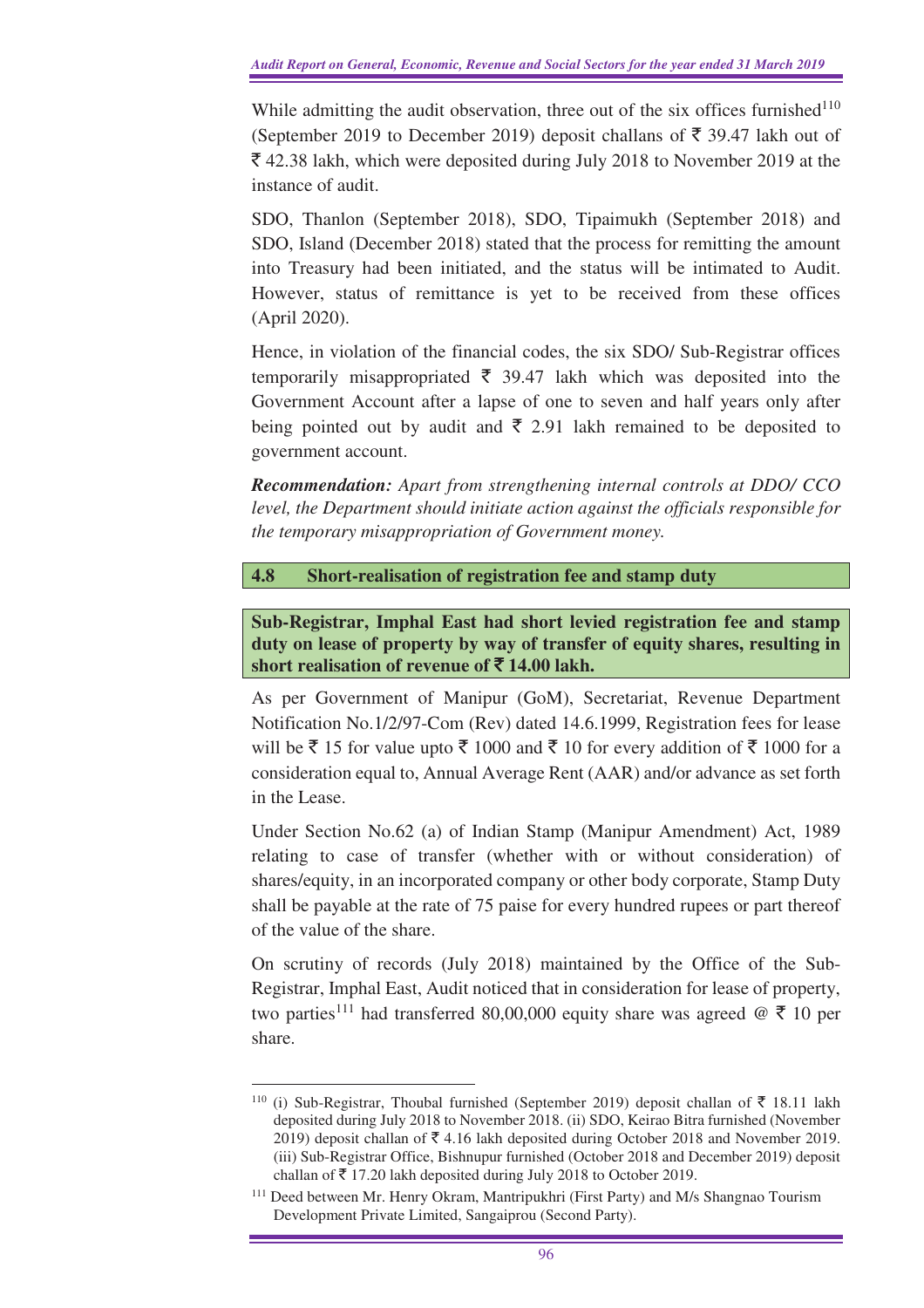While admitting the audit observation, three out of the six offices furnished[110] (September 2019 to December 2019) deposit challans of ₹ 39.47 lakh out of ₹ 42.38 lakh, which were deposited during July 2018 to November 2019 at the instance of audit.

SDO, Thanlon (September 2018), SDO, Tipaimukh (September 2018) and SDO, Island (December 2018) stated that the process for remitting the amount into Treasury had been initiated, and the status will be intimated to Audit. However, status of remittance is yet to be received from these offices (April 2020).

Hence, in violation of the financial codes, the six SDO/ Sub-Registrar offices temporarily misappropriated ₹ 39.47 lakh which was deposited into the Government Account after a lapse of one to seven and half years only after being pointed out by audit and ₹ 2.91 lakh remained to be deposited to government account.

***Recommendation:*** *Apart from strengthening internal controls at DDO/ CCO level, the Department should initiate action against the officials responsible for the temporary misappropriation of Government money.*

## 4.8 Short-realisation of registration fee and stamp duty

**Sub-Registrar, Imphal East had short levied registration fee and stamp duty on lease of property by way of transfer of equity shares, resulting in short realisation of revenue of ₹ 14.00 lakh.**

As per Government of Manipur (GoM), Secretariat, Revenue Department Notification No.1/2/97-Com (Rev) dated 14.6.1999, Registration fees for lease will be ₹ 15 for value upto ₹ 1000 and ₹ 10 for every addition of ₹ 1000 for a consideration equal to, Annual Average Rent (AAR) and/or advance as set forth in the Lease.

Under Section No.62 (a) of Indian Stamp (Manipur Amendment) Act, 1989 relating to case of transfer (whether with or without consideration) of shares/equity, in an incorporated company or other body corporate, Stamp Duty shall be payable at the rate of 75 paise for every hundred rupees or part thereof of the value of the share.

On scrutiny of records (July 2018) maintained by the Office of the Sub-Registrar, Imphal East, Audit noticed that in consideration for lease of property, two parties[111] had transferred 80,00,000 equity share was agreed @ ₹ 10 per share.

---

[110] (i) Sub-Registrar, Thoubal furnished (September 2019) deposit challan of ₹ 18.11 lakh deposited during July 2018 to November 2018. (ii) SDO, Keirao Bitra furnished (November 2019) deposit challan of ₹ 4.16 lakh deposited during October 2018 and November 2019. (iii) Sub-Registrar Office, Bishnupur furnished (October 2018 and December 2019) deposit challan of ₹ 17.20 lakh deposited during July 2018 to October 2019.

[111] Deed between Mr. Henry Okram, Mantripukhri (First Party) and M/s Shangnao Tourism Development Private Limited, Sangaiprou (Second Party).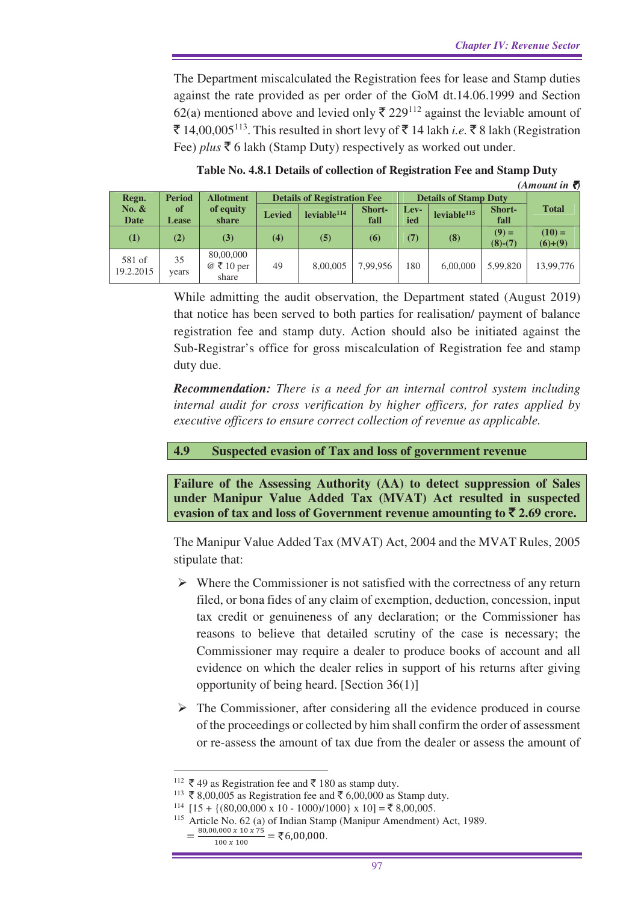The Department miscalculated the Registration fees for lease and Stamp duties against the rate provided as per order of the GoM dt.14.06.1999 and Section 62(a) mentioned above and levied only ₹ 229[112] against the leviable amount of ₹ 14,00,005[113]. This resulted in short levy of ₹ 14 lakh *i.e.* ₹ 8 lakh (Registration Fee) *plus* ₹ 6 lakh (Stamp Duty) respectively as worked out under.

**Table No. 4.8.1 Details of collection of Registration Fee and Stamp Duty**

*(Amount in ₹)*

| Regn. No. & Date | Period of Lease | Allotment of equity share | Details of Registration Fee | | | Details of Stamp Duty | | | Total |
|---|---|---|---|---|---|---|---|---|---|
| | | | Levied | leviable[114] | Short-fall | Lev-ied | leviable[115] | Short-fall | |
| (1) | (2) | (3) | (4) | (5) | (6) | (7) | (8) | (9) = (8)-(7) | (10) = (6)+(9) |
| 581 of 19.2.2015 | 35 years | 80,00,000 @ ₹ 10 per share | 49 | 8,00,005 | 7,99,956 | 180 | 6,00,000 | 5,99,820 | 13,99,776 |

While admitting the audit observation, the Department stated (August 2019) that notice has been served to both parties for realisation/ payment of balance registration fee and stamp duty. Action should also be initiated against the Sub-Registrar's office for gross miscalculation of Registration fee and stamp duty due.

***Recommendation:*** *There is a need for an internal control system including internal audit for cross verification by higher officers, for rates applied by executive officers to ensure correct collection of revenue as applicable.*

## 4.9 Suspected evasion of Tax and loss of government revenue

**Failure of the Assessing Authority (AA) to detect suppression of Sales under Manipur Value Added Tax (MVAT) Act resulted in suspected evasion of tax and loss of Government revenue amounting to ₹ 2.69 crore.**

The Manipur Value Added Tax (MVAT) Act, 2004 and the MVAT Rules, 2005 stipulate that:

- Where the Commissioner is not satisfied with the correctness of any return filed, or bona fides of any claim of exemption, deduction, concession, input tax credit or genuineness of any declaration; or the Commissioner has reasons to believe that detailed scrutiny of the case is necessary; the Commissioner may require a dealer to produce books of account and all evidence on which the dealer relies in support of his returns after giving opportunity of being heard. [Section 36(1)]
- The Commissioner, after considering all the evidence produced in course of the proceedings or collected by him shall confirm the order of assessment or re-assess the amount of tax due from the dealer or assess the amount of

---

[112] ₹ 49 as Registration fee and ₹ 180 as stamp duty.

[113] ₹ 8,00,005 as Registration fee and ₹ 6,00,000 as Stamp duty.

[114] [15 + {(80,00,000 x 10 - 1000)/1000} x 10] = ₹ 8,00,005.

[115] Article No. 62 (a) of Indian Stamp (Manipur Amendment) Act, 1989.

$= \frac{80,00,000 \times 10 \times 75}{100 \times 100} = ₹6,00,000.$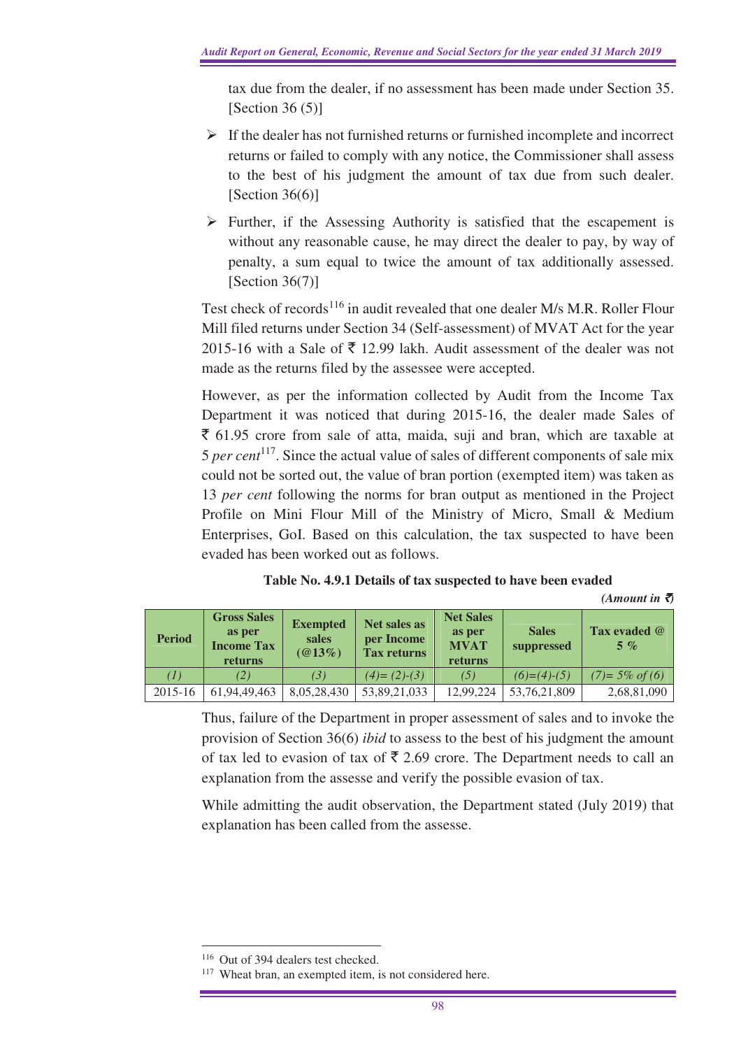tax due from the dealer, if no assessment has been made under Section 35. [Section 36 (5)]

- If the dealer has not furnished returns or furnished incomplete and incorrect returns or failed to comply with any notice, the Commissioner shall assess to the best of his judgment the amount of tax due from such dealer. [Section 36(6)]
- Further, if the Assessing Authority is satisfied that the escapement is without any reasonable cause, he may direct the dealer to pay, by way of penalty, a sum equal to twice the amount of tax additionally assessed. [Section 36(7)]

Test check of records[116] in audit revealed that one dealer M/s M.R. Roller Flour Mill filed returns under Section 34 (Self-assessment) of MVAT Act for the year 2015-16 with a Sale of ₹ 12.99 lakh. Audit assessment of the dealer was not made as the returns filed by the assessee were accepted.

However, as per the information collected by Audit from the Income Tax Department it was noticed that during 2015-16, the dealer made Sales of ₹ 61.95 crore from sale of atta, maida, suji and bran, which are taxable at 5 *per cent*[117]. Since the actual value of sales of different components of sale mix could not be sorted out, the value of bran portion (exempted item) was taken as 13 *per cent* following the norms for bran output as mentioned in the Project Profile on Mini Flour Mill of the Ministry of Micro, Small & Medium Enterprises, GoI. Based on this calculation, the tax suspected to have been evaded has been worked out as follows.

**Table No. 4.9.1 Details of tax suspected to have been evaded**

*(Amount in ₹)*

| Period | Gross Sales as per Income Tax returns | Exempted sales (@13%) | Net sales as per Income Tax returns | Net Sales as per MVAT returns | Sales suppressed | Tax evaded @ 5 % |
|---|---|---|---|---|---|---|
| *(1)* | *(2)* | *(3)* | *(4)= (2)-(3)* | *(5)* | *(6)=(4)-(5)* | *(7)= 5% of (6)* |
| 2015-16 | 61,94,49,463 | 8,05,28,430 | 53,89,21,033 | 12,99,224 | 53,76,21,809 | 2,68,81,090 |

Thus, failure of the Department in proper assessment of sales and to invoke the provision of Section 36(6) *ibid* to assess to the best of his judgment the amount of tax led to evasion of tax of ₹ 2.69 crore. The Department needs to call an explanation from the assesse and verify the possible evasion of tax.

While admitting the audit observation, the Department stated (July 2019) that explanation has been called from the assesse.

---

[116] Out of 394 dealers test checked.

[117] Wheat bran, an exempted item, is not considered here.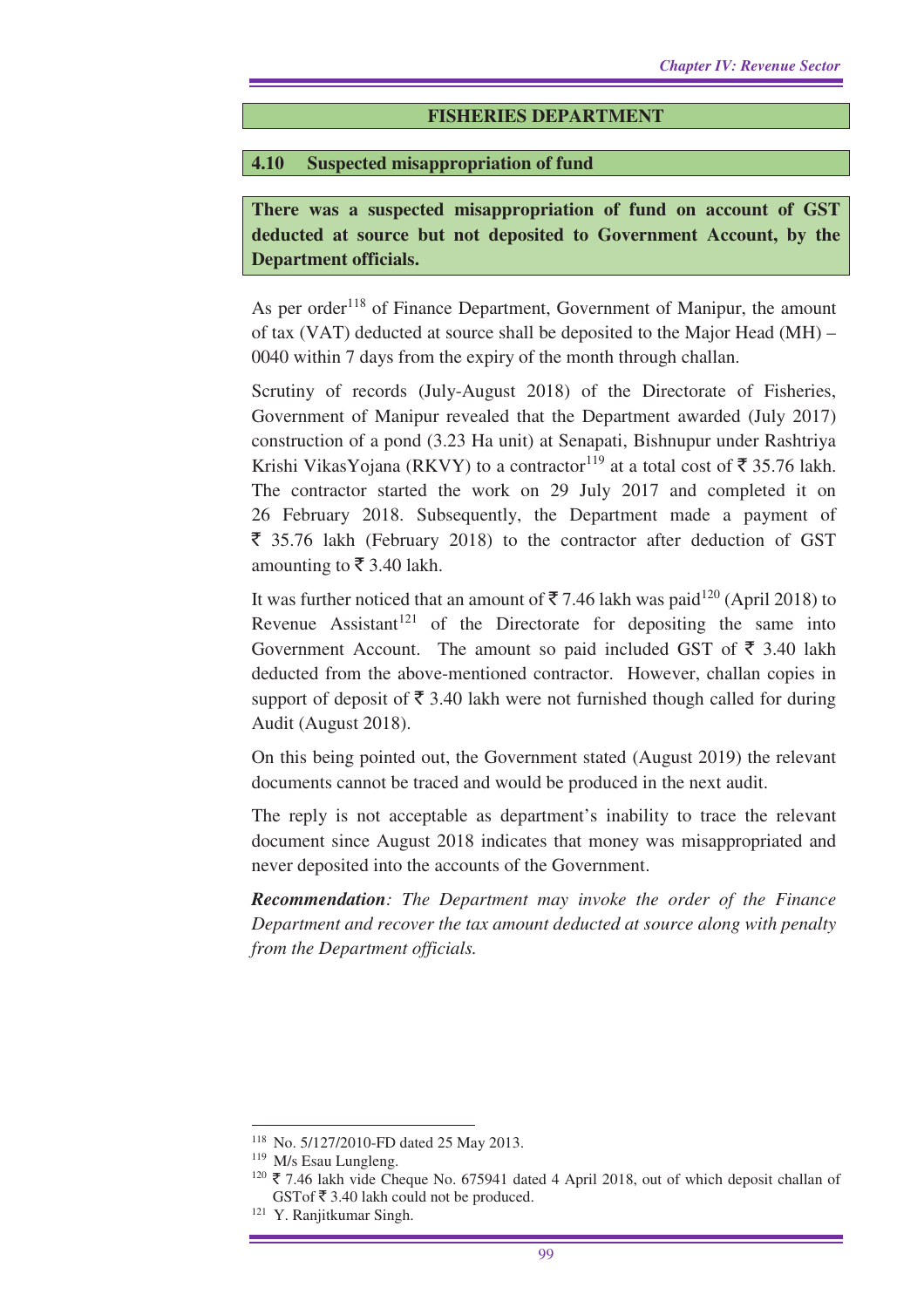## FISHERIES DEPARTMENT

### 4.10 Suspected misappropriation of fund

**There was a suspected misappropriation of fund on account of GST deducted at source but not deposited to Government Account, by the Department officials.**

As per order[118] of Finance Department, Government of Manipur, the amount of tax (VAT) deducted at source shall be deposited to the Major Head (MH) – 0040 within 7 days from the expiry of the month through challan.

Scrutiny of records (July-August 2018) of the Directorate of Fisheries, Government of Manipur revealed that the Department awarded (July 2017) construction of a pond (3.23 Ha unit) at Senapati, Bishnupur under Rashtriya Krishi VikasYojana (RKVY) to a contractor[119] at a total cost of ₹ 35.76 lakh. The contractor started the work on 29 July 2017 and completed it on 26 February 2018. Subsequently, the Department made a payment of ₹ 35.76 lakh (February 2018) to the contractor after deduction of GST amounting to ₹ 3.40 lakh.

It was further noticed that an amount of ₹ 7.46 lakh was paid[120] (April 2018) to Revenue Assistant[121] of the Directorate for depositing the same into Government Account. The amount so paid included GST of ₹ 3.40 lakh deducted from the above-mentioned contractor. However, challan copies in support of deposit of ₹ 3.40 lakh were not furnished though called for during Audit (August 2018).

On this being pointed out, the Government stated (August 2019) the relevant documents cannot be traced and would be produced in the next audit.

The reply is not acceptable as department's inability to trace the relevant document since August 2018 indicates that money was misappropriated and never deposited into the accounts of the Government.

***Recommendation**: The Department may invoke the order of the Finance Department and recover the tax amount deducted at source along with penalty from the Department officials.*

---

[118] No. 5/127/2010-FD dated 25 May 2013.

[119] M/s Esau Lungleng.

[120] ₹ 7.46 lakh vide Cheque No. 675941 dated 4 April 2018, out of which deposit challan of GSTof ₹ 3.40 lakh could not be produced.

[121] Y. Ranjitkumar Singh.